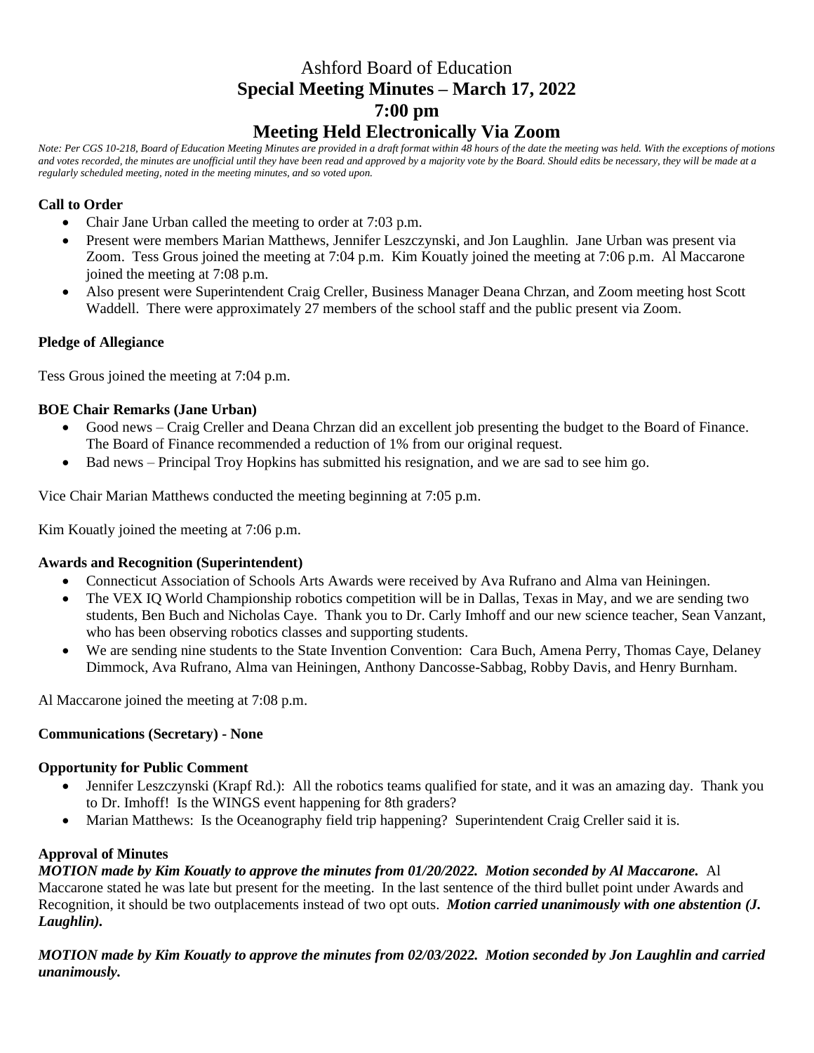# Ashford Board of Education

## Special Meeting Minutes – March 17, 2022

## 7:00 pm

## Meeting Held Electronically Via Zoom

*Note: Per CGS 10-218, Board of Education Meeting Minutes are provided in a draft format within 48 hours of the date the meeting was held. With the exceptions of motions and votes recorded, the minutes are unofficial until they have been read and approved by a majority vote by the Board. Should edits be necessary, they will be made at a regularly scheduled meeting, noted in the meeting minutes, and so voted upon.*

**Call to Order**

- Chair Jane Urban called the meeting to order at 7:03 p.m.
- Present were members Marian Matthews, Jennifer Leszczynski, and Jon Laughlin. Jane Urban was present via Zoom. Tess Grous joined the meeting at 7:04 p.m. Kim Kouatly joined the meeting at 7:06 p.m. Al Maccarone joined the meeting at 7:08 p.m.
- Also present were Superintendent Craig Creller, Business Manager Deana Chrzan, and Zoom meeting host Scott Waddell. There were approximately 27 members of the school staff and the public present via Zoom.

**Pledge of Allegiance**

Tess Grous joined the meeting at 7:04 p.m.

**BOE Chair Remarks (Jane Urban)**

- Good news – Craig Creller and Deana Chrzan did an excellent job presenting the budget to the Board of Finance. The Board of Finance recommended a reduction of 1% from our original request.
- Bad news – Principal Troy Hopkins has submitted his resignation, and we are sad to see him go.

Vice Chair Marian Matthews conducted the meeting beginning at 7:05 p.m.

Kim Kouatly joined the meeting at 7:06 p.m.

**Awards and Recognition (Superintendent)**

- Connecticut Association of Schools Arts Awards were received by Ava Rufrano and Alma van Heiningen.
- The VEX IQ World Championship robotics competition will be in Dallas, Texas in May, and we are sending two students, Ben Buch and Nicholas Caye. Thank you to Dr. Carly Imhoff and our new science teacher, Sean Vanzant, who has been observing robotics classes and supporting students.
- We are sending nine students to the State Invention Convention: Cara Buch, Amena Perry, Thomas Caye, Delaney Dimmock, Ava Rufrano, Alma van Heiningen, Anthony Dancosse-Sabbag, Robby Davis, and Henry Burnham.

Al Maccarone joined the meeting at 7:08 p.m.

**Communications (Secretary) - None**

**Opportunity for Public Comment**

- Jennifer Leszczynski (Krapf Rd.): All the robotics teams qualified for state, and it was an amazing day. Thank you to Dr. Imhoff! Is the WINGS event happening for 8th graders?
- Marian Matthews: Is the Oceanography field trip happening? Superintendent Craig Creller said it is.

**Approval of Minutes**

***MOTION made by Kim Kouatly to approve the minutes from 01/20/2022. Motion seconded by Al Maccarone.*** Al Maccarone stated he was late but present for the meeting. In the last sentence of the third bullet point under Awards and Recognition, it should be two outplacements instead of two opt outs. ***Motion carried unanimously with one abstention (J. Laughlin).***

***MOTION made by Kim Kouatly to approve the minutes from 02/03/2022. Motion seconded by Jon Laughlin and carried unanimously.***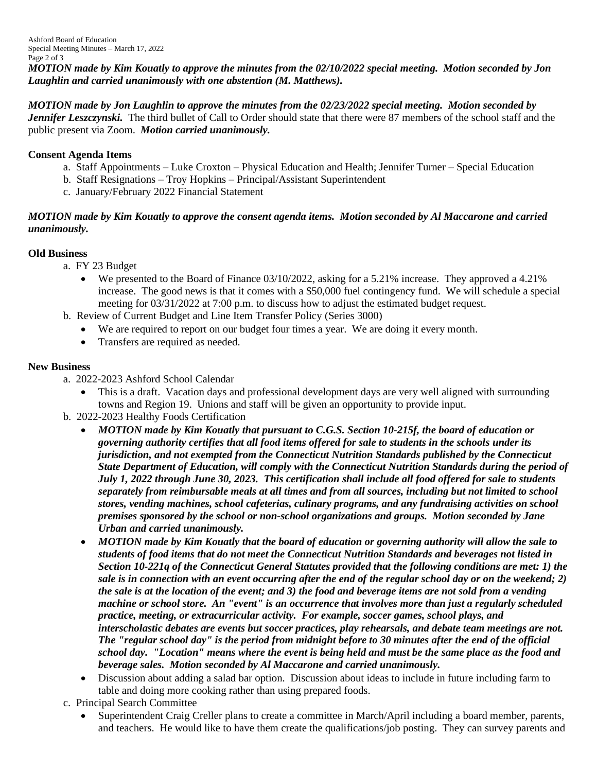***MOTION made by Kim Kouatly to approve the minutes from the 02/10/2022 special meeting. Motion seconded by Jon Laughlin and carried unanimously with one abstention (M. Matthews).***

***MOTION made by Jon Laughlin to approve the minutes from the 02/23/2022 special meeting. Motion seconded by Jennifer Leszczynski.*** The third bullet of Call to Order should state that there were 87 members of the school staff and the public present via Zoom. ***Motion carried unanimously.***

**Consent Agenda Items**

a. Staff Appointments – Luke Croxton – Physical Education and Health; Jennifer Turner – Special Education
b. Staff Resignations – Troy Hopkins – Principal/Assistant Superintendent
c. January/February 2022 Financial Statement

***MOTION made by Kim Kouatly to approve the consent agenda items. Motion seconded by Al Maccarone and carried unanimously.***

**Old Business**

a. FY 23 Budget
   - We presented to the Board of Finance 03/10/2022, asking for a 5.21% increase. They approved a 4.21% increase. The good news is that it comes with a $50,000 fuel contingency fund. We will schedule a special meeting for 03/31/2022 at 7:00 p.m. to discuss how to adjust the estimated budget request.

b. Review of Current Budget and Line Item Transfer Policy (Series 3000)
   - We are required to report on our budget four times a year. We are doing it every month.
   - Transfers are required as needed.

**New Business**

a. 2022-2023 Ashford School Calendar
   - This is a draft. Vacation days and professional development days are very well aligned with surrounding towns and Region 19. Unions and staff will be given an opportunity to provide input.

b. 2022-2023 Healthy Foods Certification
   - ***MOTION made by Kim Kouatly that pursuant to C.G.S. Section 10-215f, the board of education or governing authority certifies that all food items offered for sale to students in the schools under its jurisdiction, and not exempted from the Connecticut Nutrition Standards published by the Connecticut State Department of Education, will comply with the Connecticut Nutrition Standards during the period of July 1, 2022 through June 30, 2023. This certification shall include all food offered for sale to students separately from reimbursable meals at all times and from all sources, including but not limited to school stores, vending machines, school cafeterias, culinary programs, and any fundraising activities on school premises sponsored by the school or non-school organizations and groups. Motion seconded by Jane Urban and carried unanimously.***
   - ***MOTION made by Kim Kouatly that the board of education or governing authority will allow the sale to students of food items that do not meet the Connecticut Nutrition Standards and beverages not listed in Section 10-221q of the Connecticut General Statutes provided that the following conditions are met: 1) the sale is in connection with an event occurring after the end of the regular school day or on the weekend; 2) the sale is at the location of the event; and 3) the food and beverage items are not sold from a vending machine or school store. An "event" is an occurrence that involves more than just a regularly scheduled practice, meeting, or extracurricular activity. For example, soccer games, school plays, and interscholastic debates are events but soccer practices, play rehearsals, and debate team meetings are not. The "regular school day" is the period from midnight before to 30 minutes after the end of the official school day. "Location" means where the event is being held and must be the same place as the food and beverage sales. Motion seconded by Al Maccarone and carried unanimously.***
   - Discussion about adding a salad bar option. Discussion about ideas to include in future including farm to table and doing more cooking rather than using prepared foods.

c. Principal Search Committee
   - Superintendent Craig Creller plans to create a committee in March/April including a board member, parents, and teachers. He would like to have them create the qualifications/job posting. They can survey parents and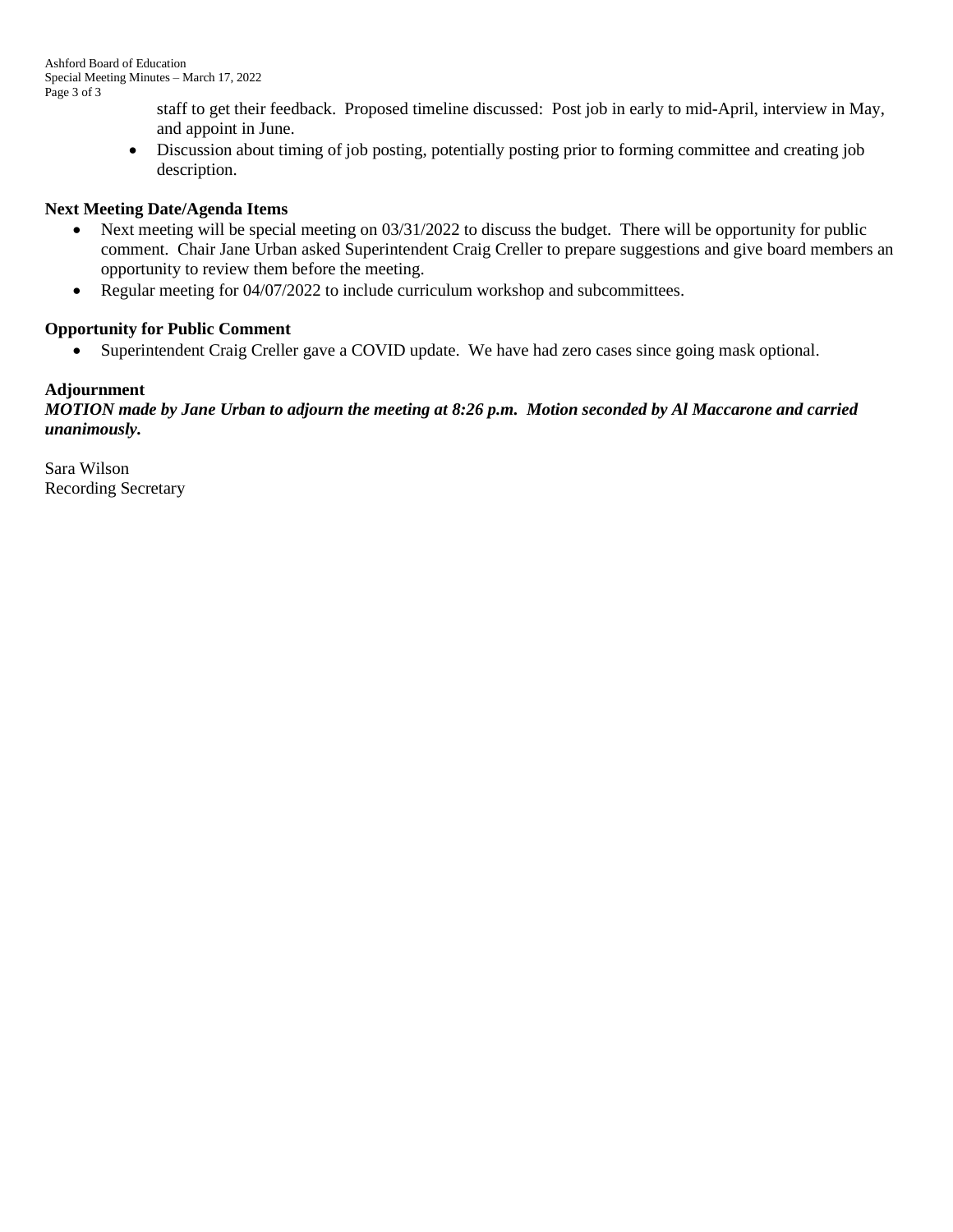staff to get their feedback. Proposed timeline discussed: Post job in early to mid-April, interview in May, and appoint in June.

- Discussion about timing of job posting, potentially posting prior to forming committee and creating job description.

**Next Meeting Date/Agenda Items**

- Next meeting will be special meeting on 03/31/2022 to discuss the budget. There will be opportunity for public comment. Chair Jane Urban asked Superintendent Craig Creller to prepare suggestions and give board members an opportunity to review them before the meeting.
- Regular meeting for 04/07/2022 to include curriculum workshop and subcommittees.

**Opportunity for Public Comment**

- Superintendent Craig Creller gave a COVID update. We have had zero cases since going mask optional.

**Adjournment**

***MOTION made by Jane Urban to adjourn the meeting at 8:26 p.m. Motion seconded by Al Maccarone and carried unanimously.***

Sara Wilson
Recording Secretary